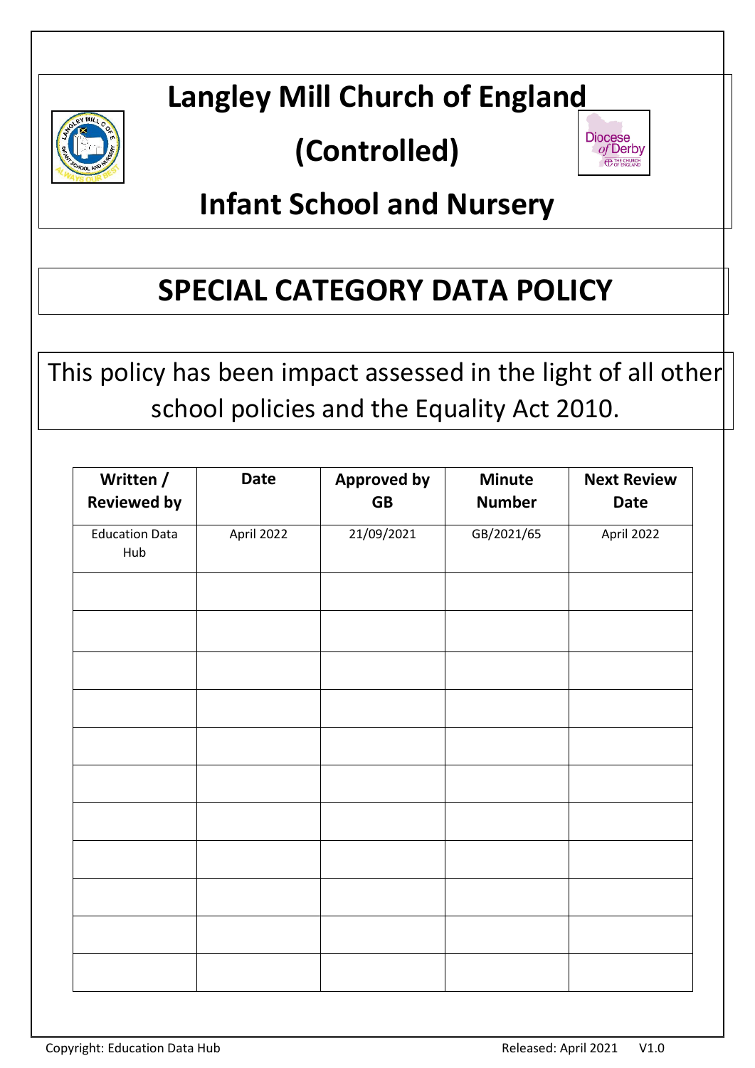# Langley Mill Church of England (Controlled) Infant School and Nursery

# SPECIAL CATEGORY DATA POLICY

This policy has been impact assessed in the light of all other school policies and the Equality Act 2010.

| Written / Reviewed by | Date | Approved by GB | Minute Number | Next Review Date |
|---|---|---|---|---|
| Education Data Hub | April 2022 | 21/09/2021 | GB/2021/65 | April 2022 |
| | | | | |
| | | | | |
| | | | | |
| | | | | |
| | | | | |
| | | | | |
| | | | | |
| | | | | |
| | | | | |
| | | | | |
| | | | | |

Copyright: Education Data Hub    Released: April 2021    V1.0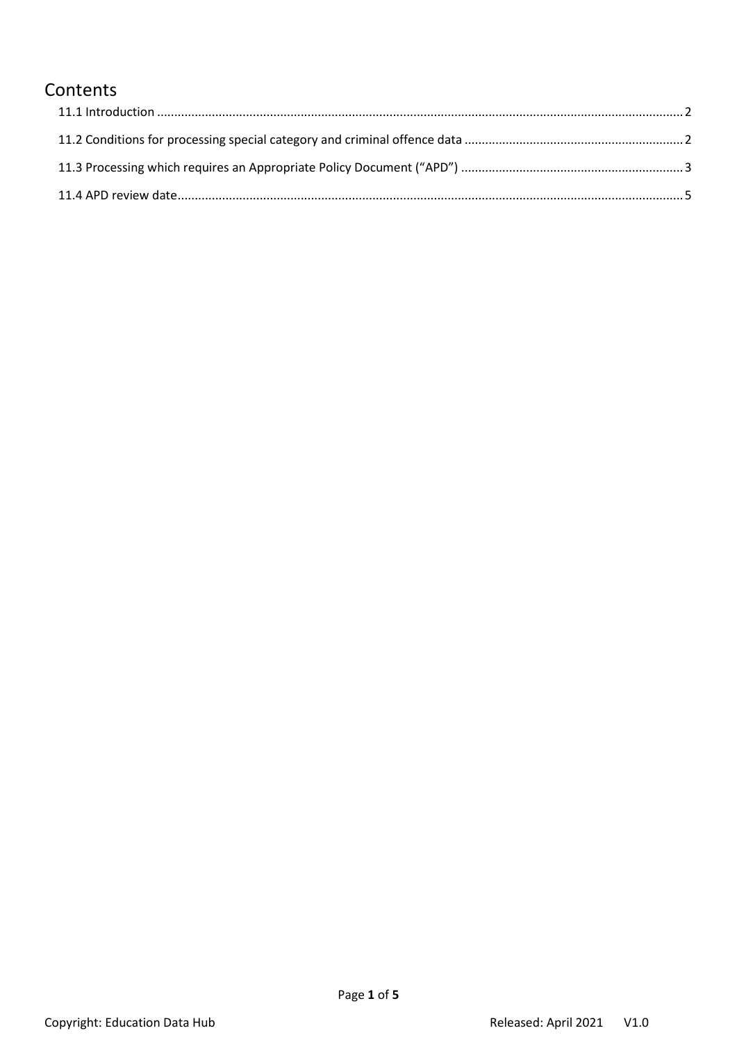# Contents

11.1 Introduction ........................................................................................................................................... 2

11.2 Conditions for processing special category and criminal offence data ................................................................ 2

11.3 Processing which requires an Appropriate Policy Document ("APD") ................................................................. 3

11.4 APD review date.................................................................................................................................... 5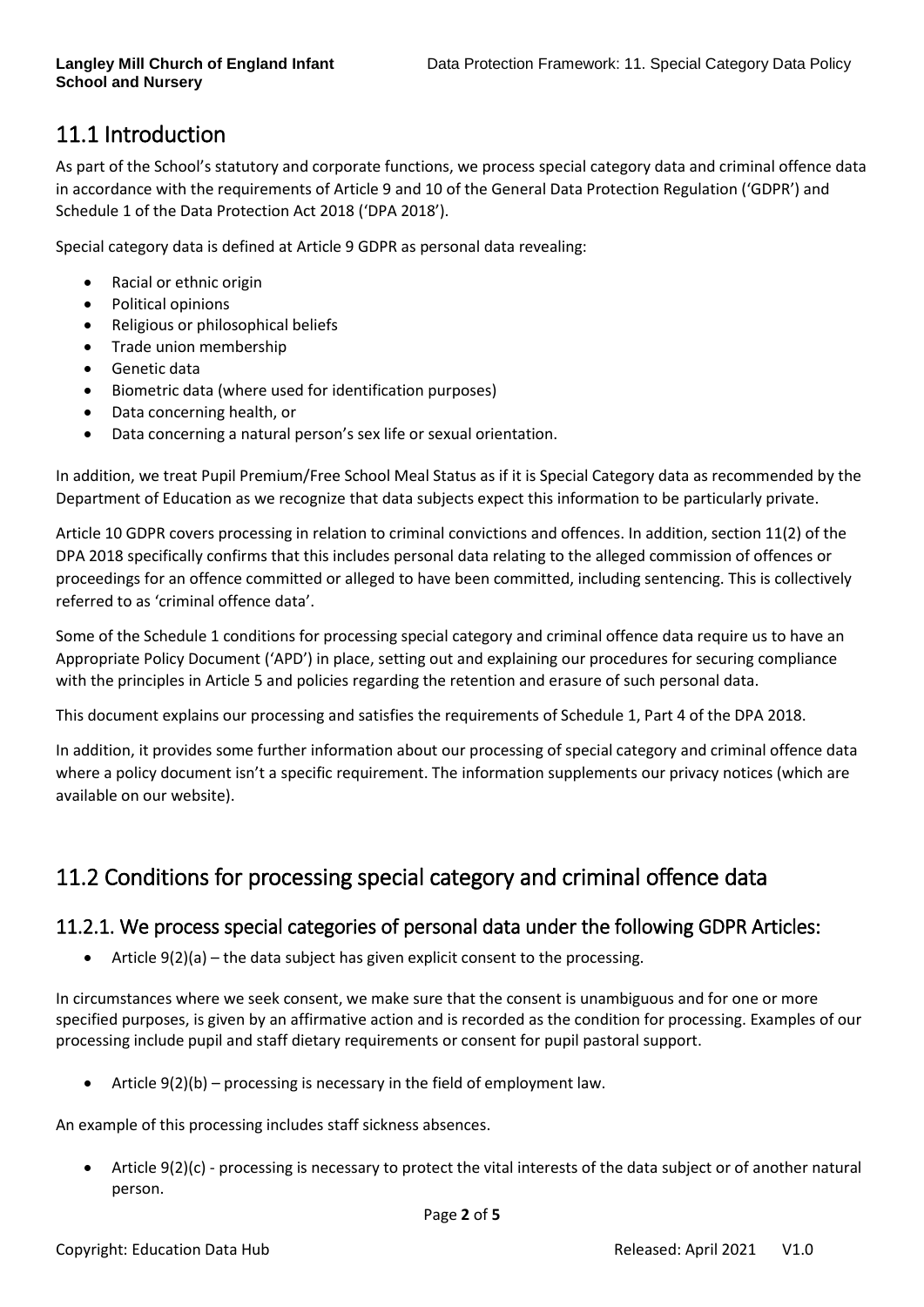## 11.1 Introduction

As part of the School's statutory and corporate functions, we process special category data and criminal offence data in accordance with the requirements of Article 9 and 10 of the General Data Protection Regulation ('GDPR') and Schedule 1 of the Data Protection Act 2018 ('DPA 2018').

Special category data is defined at Article 9 GDPR as personal data revealing:

- Racial or ethnic origin
- Political opinions
- Religious or philosophical beliefs
- Trade union membership
- Genetic data
- Biometric data (where used for identification purposes)
- Data concerning health, or
- Data concerning a natural person's sex life or sexual orientation.

In addition, we treat Pupil Premium/Free School Meal Status as if it is Special Category data as recommended by the Department of Education as we recognize that data subjects expect this information to be particularly private.

Article 10 GDPR covers processing in relation to criminal convictions and offences. In addition, section 11(2) of the DPA 2018 specifically confirms that this includes personal data relating to the alleged commission of offences or proceedings for an offence committed or alleged to have been committed, including sentencing. This is collectively referred to as 'criminal offence data'.

Some of the Schedule 1 conditions for processing special category and criminal offence data require us to have an Appropriate Policy Document ('APD') in place, setting out and explaining our procedures for securing compliance with the principles in Article 5 and policies regarding the retention and erasure of such personal data.

This document explains our processing and satisfies the requirements of Schedule 1, Part 4 of the DPA 2018.

In addition, it provides some further information about our processing of special category and criminal offence data where a policy document isn't a specific requirement. The information supplements our privacy notices (which are available on our website).

## 11.2 Conditions for processing special category and criminal offence data

### 11.2.1. We process special categories of personal data under the following GDPR Articles:

- Article 9(2)(a) – the data subject has given explicit consent to the processing.

In circumstances where we seek consent, we make sure that the consent is unambiguous and for one or more specified purposes, is given by an affirmative action and is recorded as the condition for processing. Examples of our processing include pupil and staff dietary requirements or consent for pupil pastoral support.

- Article 9(2)(b) – processing is necessary in the field of employment law.

An example of this processing includes staff sickness absences.

- Article 9(2)(c) - processing is necessary to protect the vital interests of the data subject or of another natural person.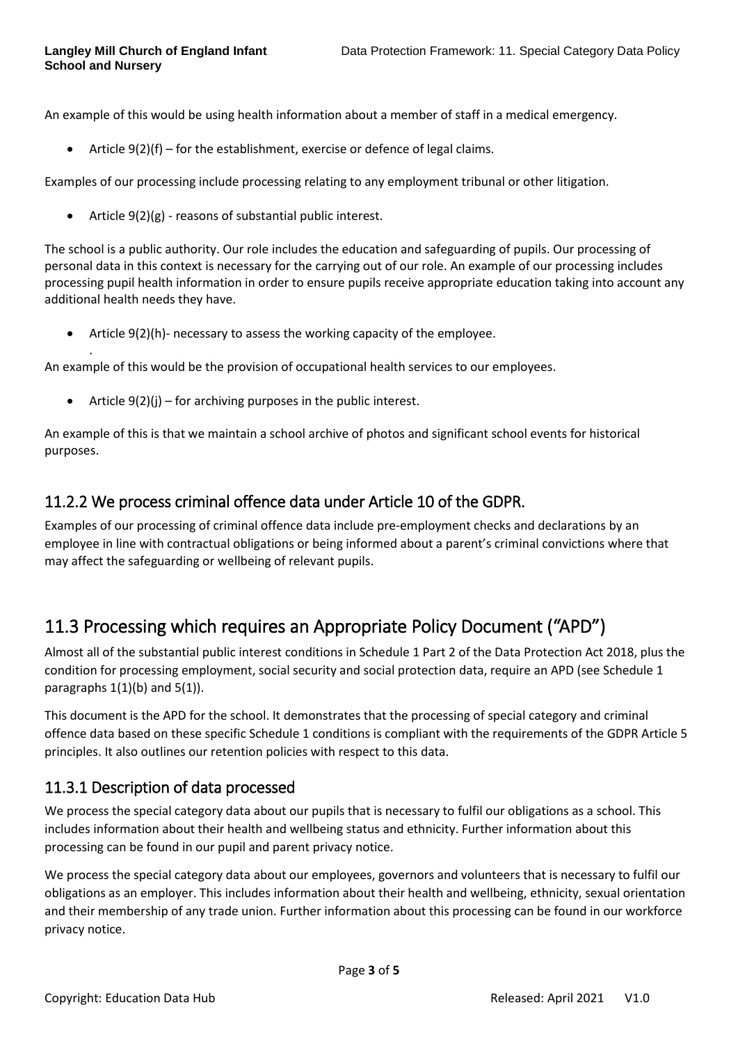An example of this would be using health information about a member of staff in a medical emergency.

- Article 9(2)(f) – for the establishment, exercise or defence of legal claims.

Examples of our processing include processing relating to any employment tribunal or other litigation.

- Article 9(2)(g) - reasons of substantial public interest.

The school is a public authority. Our role includes the education and safeguarding of pupils. Our processing of personal data in this context is necessary for the carrying out of our role. An example of our processing includes processing pupil health information in order to ensure pupils receive appropriate education taking into account any additional health needs they have.

- Article 9(2)(h)- necessary to assess the working capacity of the employee.

.

An example of this would be the provision of occupational health services to our employees.

- Article 9(2)(j) – for archiving purposes in the public interest.

An example of this is that we maintain a school archive of photos and significant school events for historical purposes.

### 11.2.2 We process criminal offence data under Article 10 of the GDPR.

Examples of our processing of criminal offence data include pre-employment checks and declarations by an employee in line with contractual obligations or being informed about a parent's criminal convictions where that may affect the safeguarding or wellbeing of relevant pupils.

## 11.3 Processing which requires an Appropriate Policy Document ("APD")

Almost all of the substantial public interest conditions in Schedule 1 Part 2 of the Data Protection Act 2018, plus the condition for processing employment, social security and social protection data, require an APD (see Schedule 1 paragraphs 1(1)(b) and 5(1)).

This document is the APD for the school. It demonstrates that the processing of special category and criminal offence data based on these specific Schedule 1 conditions is compliant with the requirements of the GDPR Article 5 principles. It also outlines our retention policies with respect to this data.

### 11.3.1 Description of data processed

We process the special category data about our pupils that is necessary to fulfil our obligations as a school. This includes information about their health and wellbeing status and ethnicity. Further information about this processing can be found in our pupil and parent privacy notice.

We process the special category data about our employees, governors and volunteers that is necessary to fulfil our obligations as an employer. This includes information about their health and wellbeing, ethnicity, sexual orientation and their membership of any trade union. Further information about this processing can be found in our workforce privacy notice.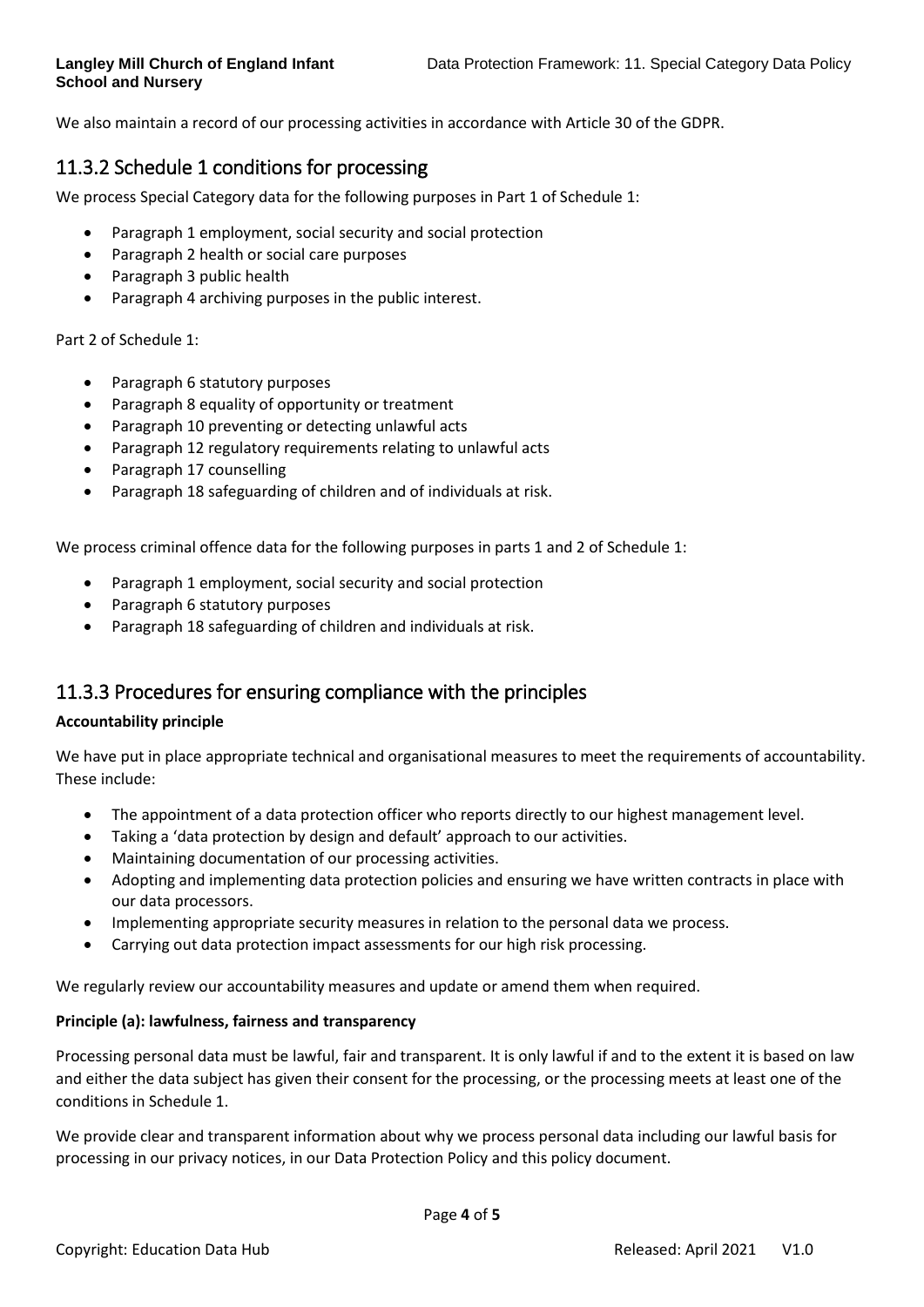We also maintain a record of our processing activities in accordance with Article 30 of the GDPR.

## 11.3.2 Schedule 1 conditions for processing

We process Special Category data for the following purposes in Part 1 of Schedule 1:

- Paragraph 1 employment, social security and social protection
- Paragraph 2 health or social care purposes
- Paragraph 3 public health
- Paragraph 4 archiving purposes in the public interest.

Part 2 of Schedule 1:

- Paragraph 6 statutory purposes
- Paragraph 8 equality of opportunity or treatment
- Paragraph 10 preventing or detecting unlawful acts
- Paragraph 12 regulatory requirements relating to unlawful acts
- Paragraph 17 counselling
- Paragraph 18 safeguarding of children and of individuals at risk.

We process criminal offence data for the following purposes in parts 1 and 2 of Schedule 1:

- Paragraph 1 employment, social security and social protection
- Paragraph 6 statutory purposes
- Paragraph 18 safeguarding of children and individuals at risk.

## 11.3.3 Procedures for ensuring compliance with the principles

**Accountability principle**

We have put in place appropriate technical and organisational measures to meet the requirements of accountability. These include:

- The appointment of a data protection officer who reports directly to our highest management level.
- Taking a 'data protection by design and default' approach to our activities.
- Maintaining documentation of our processing activities.
- Adopting and implementing data protection policies and ensuring we have written contracts in place with our data processors.
- Implementing appropriate security measures in relation to the personal data we process.
- Carrying out data protection impact assessments for our high risk processing.

We regularly review our accountability measures and update or amend them when required.

**Principle (a): lawfulness, fairness and transparency**

Processing personal data must be lawful, fair and transparent. It is only lawful if and to the extent it is based on law and either the data subject has given their consent for the processing, or the processing meets at least one of the conditions in Schedule 1.

We provide clear and transparent information about why we process personal data including our lawful basis for processing in our privacy notices, in our Data Protection Policy and this policy document.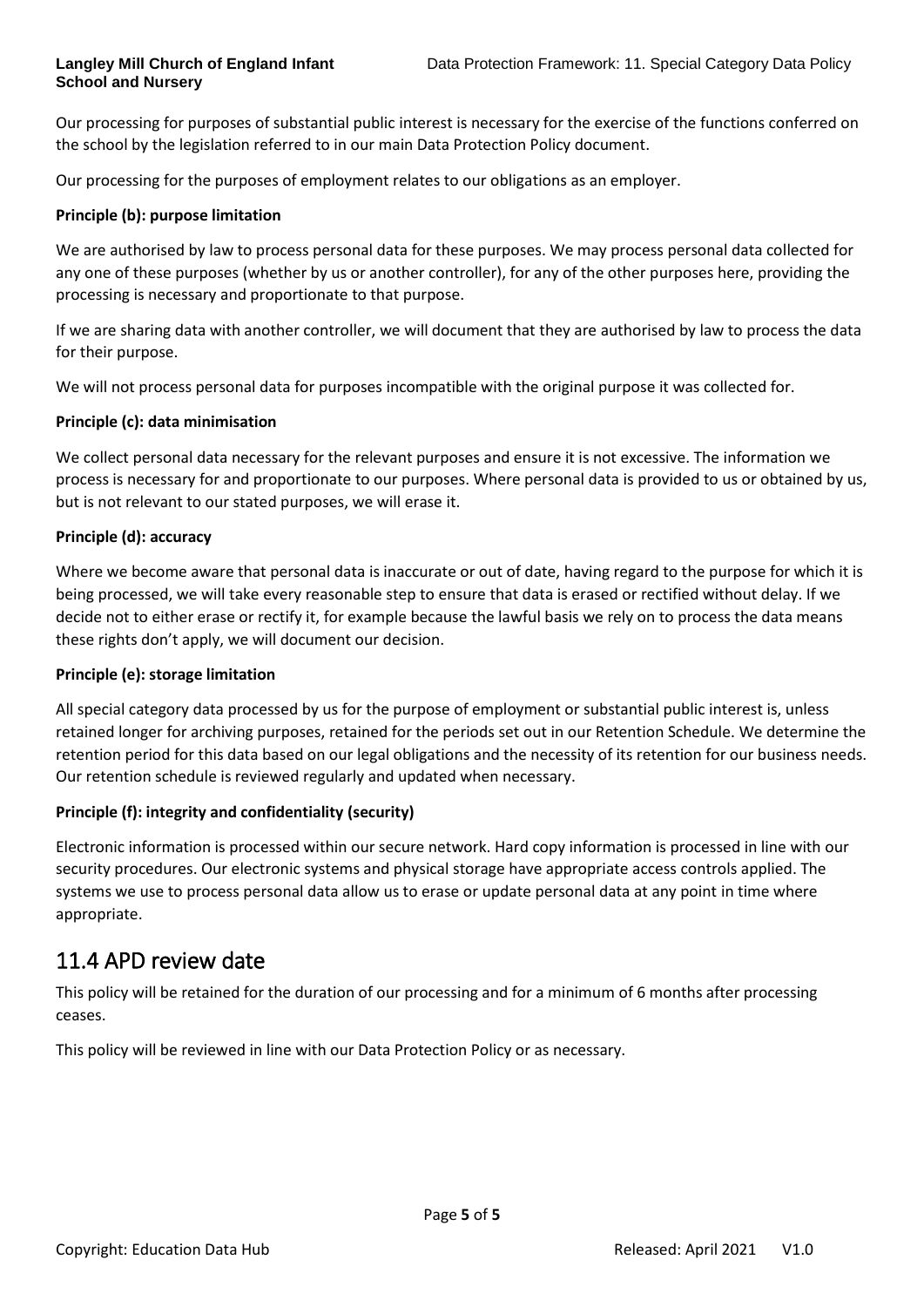Our processing for purposes of substantial public interest is necessary for the exercise of the functions conferred on the school by the legislation referred to in our main Data Protection Policy document.

Our processing for the purposes of employment relates to our obligations as an employer.

**Principle (b): purpose limitation**

We are authorised by law to process personal data for these purposes. We may process personal data collected for any one of these purposes (whether by us or another controller), for any of the other purposes here, providing the processing is necessary and proportionate to that purpose.

If we are sharing data with another controller, we will document that they are authorised by law to process the data for their purpose.

We will not process personal data for purposes incompatible with the original purpose it was collected for.

**Principle (c): data minimisation**

We collect personal data necessary for the relevant purposes and ensure it is not excessive. The information we process is necessary for and proportionate to our purposes. Where personal data is provided to us or obtained by us, but is not relevant to our stated purposes, we will erase it.

**Principle (d): accuracy**

Where we become aware that personal data is inaccurate or out of date, having regard to the purpose for which it is being processed, we will take every reasonable step to ensure that data is erased or rectified without delay. If we decide not to either erase or rectify it, for example because the lawful basis we rely on to process the data means these rights don't apply, we will document our decision.

**Principle (e): storage limitation**

All special category data processed by us for the purpose of employment or substantial public interest is, unless retained longer for archiving purposes, retained for the periods set out in our Retention Schedule. We determine the retention period for this data based on our legal obligations and the necessity of its retention for our business needs. Our retention schedule is reviewed regularly and updated when necessary.

**Principle (f): integrity and confidentiality (security)**

Electronic information is processed within our secure network. Hard copy information is processed in line with our security procedures. Our electronic systems and physical storage have appropriate access controls applied. The systems we use to process personal data allow us to erase or update personal data at any point in time where appropriate.

## 11.4 APD review date

This policy will be retained for the duration of our processing and for a minimum of 6 months after processing ceases.

This policy will be reviewed in line with our Data Protection Policy or as necessary.